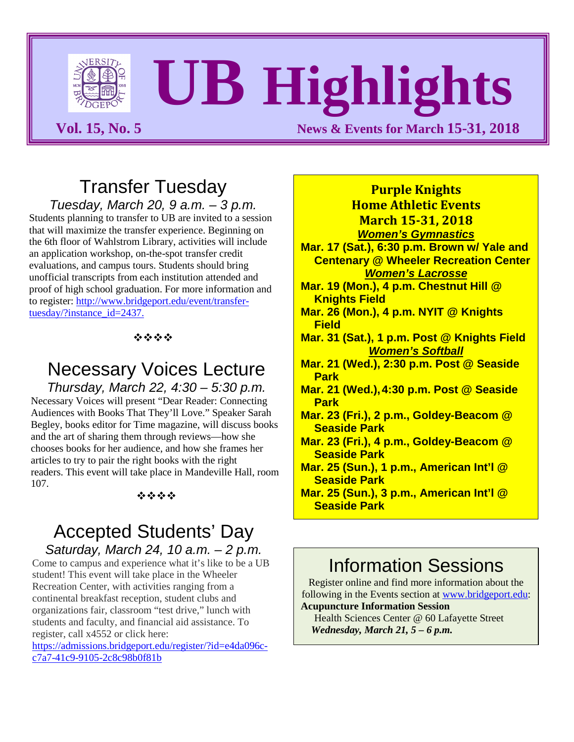# UB Highlights

**Vol. 15, No. 5** — **News & Events for March 15-31, 2018**

## Transfer Tuesday

*Tuesday, March 20, 9 a.m. – 3 p.m.*

Students planning to transfer to UB are invited to a session that will maximize the transfer experience. Beginning on the 6th floor of Wahlstrom Library, activities will include an application workshop, on-the-spot transfer credit evaluations, and campus tours. Students should bring unofficial transcripts from each institution attended and proof of high school graduation. For more information and to register: http://www.bridgeport.edu/event/transfer-tuesday/?instance_id=2437.

❖❖❖❖

## Necessary Voices Lecture

*Thursday, March 22, 4:30 – 5:30 p.m.*

Necessary Voices will present "Dear Reader: Connecting Audiences with Books That They'll Love." Speaker Sarah Begley, books editor for Time magazine, will discuss books and the art of sharing them through reviews—how she chooses books for her audience, and how she frames her articles to try to pair the right books with the right readers. This event will take place in Mandeville Hall, room 107.

❖❖❖❖

## Accepted Students' Day

*Saturday, March 24, 10 a.m. – 2 p.m.*

Come to campus and experience what it's like to be a UB student! This event will take place in the Wheeler Recreation Center, with activities ranging from a continental breakfast reception, student clubs and organizations fair, classroom "test drive," lunch with students and faculty, and financial aid assistance. To register, call x4552 or click here: https://admissions.bridgeport.edu/register/?id=e4da096c-c7a7-41c9-9105-2c8c98b0f81b

## Purple Knights Home Athletic Events March 15-31, 2018

***Women's Gymnastics***

**Mar. 17 (Sat.), 6:30 p.m. Brown w/ Yale and Centenary @ Wheeler Recreation Center**

***Women's Lacrosse***

**Mar. 19 (Mon.), 4 p.m. Chestnut Hill @ Knights Field**

**Mar. 26 (Mon.), 4 p.m. NYIT @ Knights Field**

**Mar. 31 (Sat.), 1 p.m. Post @ Knights Field**

***Women's Softball***

**Mar. 21 (Wed.), 2:30 p.m. Post @ Seaside Park**

**Mar. 21 (Wed.), 4:30 p.m. Post @ Seaside Park**

**Mar. 23 (Fri.), 2 p.m., Goldey-Beacom @ Seaside Park**

**Mar. 23 (Fri.), 4 p.m., Goldey-Beacom @ Seaside Park**

**Mar. 25 (Sun.), 1 p.m., American Int'l @ Seaside Park**

**Mar. 25 (Sun.), 3 p.m., American Int'l @ Seaside Park**

## Information Sessions

Register online and find more information about the following in the Events section at www.bridgeport.edu:

**Acupuncture Information Session**
Health Sciences Center @ 60 Lafayette Street
***Wednesday, March 21, 5 – 6 p.m.***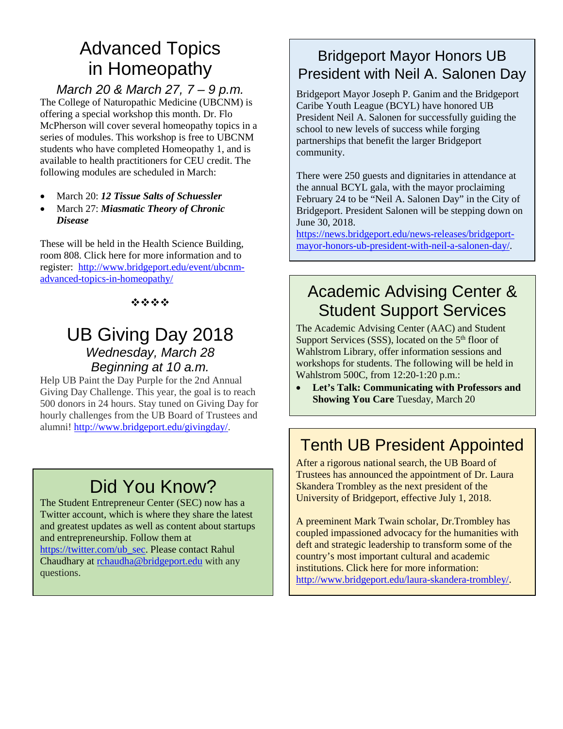# Advanced Topics in Homeopathy

*March 20 & March 27, 7 – 9 p.m.*

The College of Naturopathic Medicine (UBCNM) is offering a special workshop this month. Dr. Flo McPherson will cover several homeopathy topics in a series of modules. This workshop is free to UBCNM students who have completed Homeopathy 1, and is available to health practitioners for CEU credit. The following modules are scheduled in March:

- March 20: ***12 Tissue Salts of Schuessler***
- March 27: ***Miasmatic Theory of Chronic Disease***

These will be held in the Health Science Building, room 808. Click here for more information and to register: http://www.bridgeport.edu/event/ubcnm-advanced-topics-in-homeopathy/

❖❖❖❖

# UB Giving Day 2018

*Wednesday, March 28*
*Beginning at 10 a.m.*

Help UB Paint the Day Purple for the 2nd Annual Giving Day Challenge. This year, the goal is to reach 500 donors in 24 hours. Stay tuned on Giving Day for hourly challenges from the UB Board of Trustees and alumni! http://www.bridgeport.edu/givingday/.

# Did You Know?

The Student Entrepreneur Center (SEC) now has a Twitter account, which is where they share the latest and greatest updates as well as content about startups and entrepreneurship. Follow them at https://twitter.com/ub_sec. Please contact Rahul Chaudhary at rchaudha@bridgeport.edu with any questions.

# Bridgeport Mayor Honors UB President with Neil A. Salonen Day

Bridgeport Mayor Joseph P. Ganim and the Bridgeport Caribe Youth League (BCYL) have honored UB President Neil A. Salonen for successfully guiding the school to new levels of success while forging partnerships that benefit the larger Bridgeport community.

There were 250 guests and dignitaries in attendance at the annual BCYL gala, with the mayor proclaiming February 24 to be "Neil A. Salonen Day" in the City of Bridgeport. President Salonen will be stepping down on June 30, 2018.
https://news.bridgeport.edu/news-releases/bridgeport-mayor-honors-ub-president-with-neil-a-salonen-day/.

# Academic Advising Center & Student Support Services

The Academic Advising Center (AAC) and Student Support Services (SSS), located on the 5th floor of Wahlstrom Library, offer information sessions and workshops for students. The following will be held in Wahlstrom 500C, from 12:20-1:20 p.m.:

- **Let's Talk: Communicating with Professors and Showing You Care** Tuesday, March 20

# Tenth UB President Appointed

After a rigorous national search, the UB Board of Trustees has announced the appointment of Dr. Laura Skandera Trombley as the next president of the University of Bridgeport, effective July 1, 2018.

A preeminent Mark Twain scholar, Dr.Trombley has coupled impassioned advocacy for the humanities with deft and strategic leadership to transform some of the country's most important cultural and academic institutions. Click here for more information: http://www.bridgeport.edu/laura-skandera-trombley/.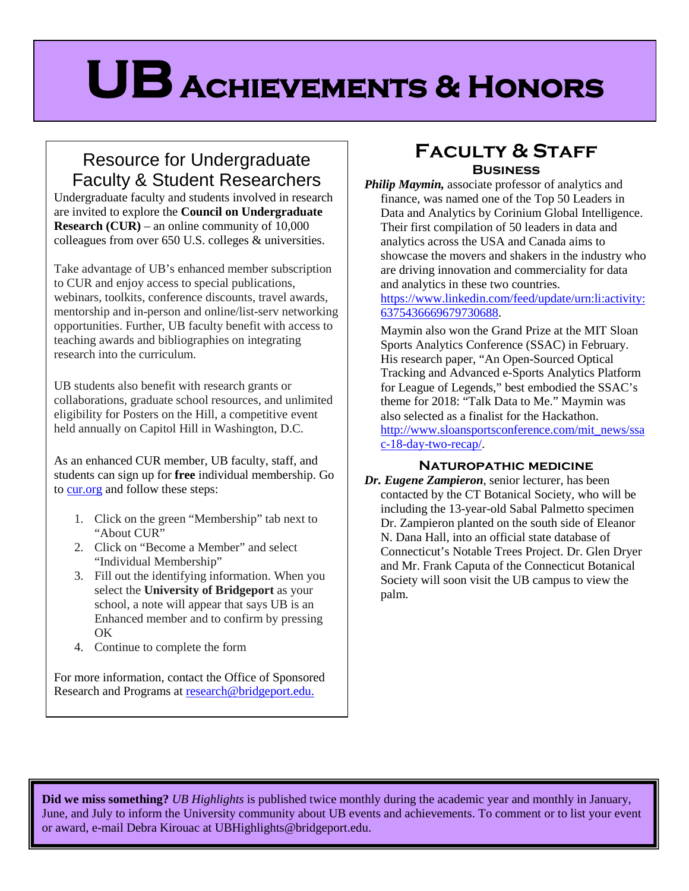# UB Achievements & Honors

## Resource for Undergraduate Faculty & Student Researchers

Undergraduate faculty and students involved in research are invited to explore the **Council on Undergraduate Research (CUR)** – an online community of 10,000 colleagues from over 650 U.S. colleges & universities.

Take advantage of UB's enhanced member subscription to CUR and enjoy access to special publications, webinars, toolkits, conference discounts, travel awards, mentorship and in-person and online/list-serv networking opportunities. Further, UB faculty benefit with access to teaching awards and bibliographies on integrating research into the curriculum.

UB students also benefit with research grants or collaborations, graduate school resources, and unlimited eligibility for Posters on the Hill, a competitive event held annually on Capitol Hill in Washington, D.C.

As an enhanced CUR member, UB faculty, staff, and students can sign up for **free** individual membership. Go to cur.org and follow these steps:

1. Click on the green "Membership" tab next to "About CUR"
2. Click on "Become a Member" and select "Individual Membership"
3. Fill out the identifying information. When you select the **University of Bridgeport** as your school, a note will appear that says UB is an Enhanced member and to confirm by pressing OK
4. Continue to complete the form

For more information, contact the Office of Sponsored Research and Programs at research@bridgeport.edu.

## Faculty & Staff

### Business

***Philip Maymin,*** associate professor of analytics and finance, was named one of the Top 50 Leaders in Data and Analytics by Corinium Global Intelligence. Their first compilation of 50 leaders in data and analytics across the USA and Canada aims to showcase the movers and shakers in the industry who are driving innovation and commerciality for data and analytics in these two countries. https://www.linkedin.com/feed/update/urn:li:activity:6375436669679730688.

Maymin also won the Grand Prize at the MIT Sloan Sports Analytics Conference (SSAC) in February. His research paper, "An Open-Sourced Optical Tracking and Advanced e-Sports Analytics Platform for League of Legends," best embodied the SSAC's theme for 2018: "Talk Data to Me." Maymin was also selected as a finalist for the Hackathon. http://www.sloansportsconference.com/mit_news/ssac-18-day-two-recap/.

### Naturopathic Medicine

***Dr. Eugene Zampieron***, senior lecturer, has been contacted by the CT Botanical Society, who will be including the 13-year-old Sabal Palmetto specimen Dr. Zampieron planted on the south side of Eleanor N. Dana Hall, into an official state database of Connecticut's Notable Trees Project. Dr. Glen Dryer and Mr. Frank Caputa of the Connecticut Botanical Society will soon visit the UB campus to view the palm.

**Did we miss something?** *UB Highlights* is published twice monthly during the academic year and monthly in January, June, and July to inform the University community about UB events and achievements. To comment or to list your event or award, e-mail Debra Kirouac at UBHighlights@bridgeport.edu.